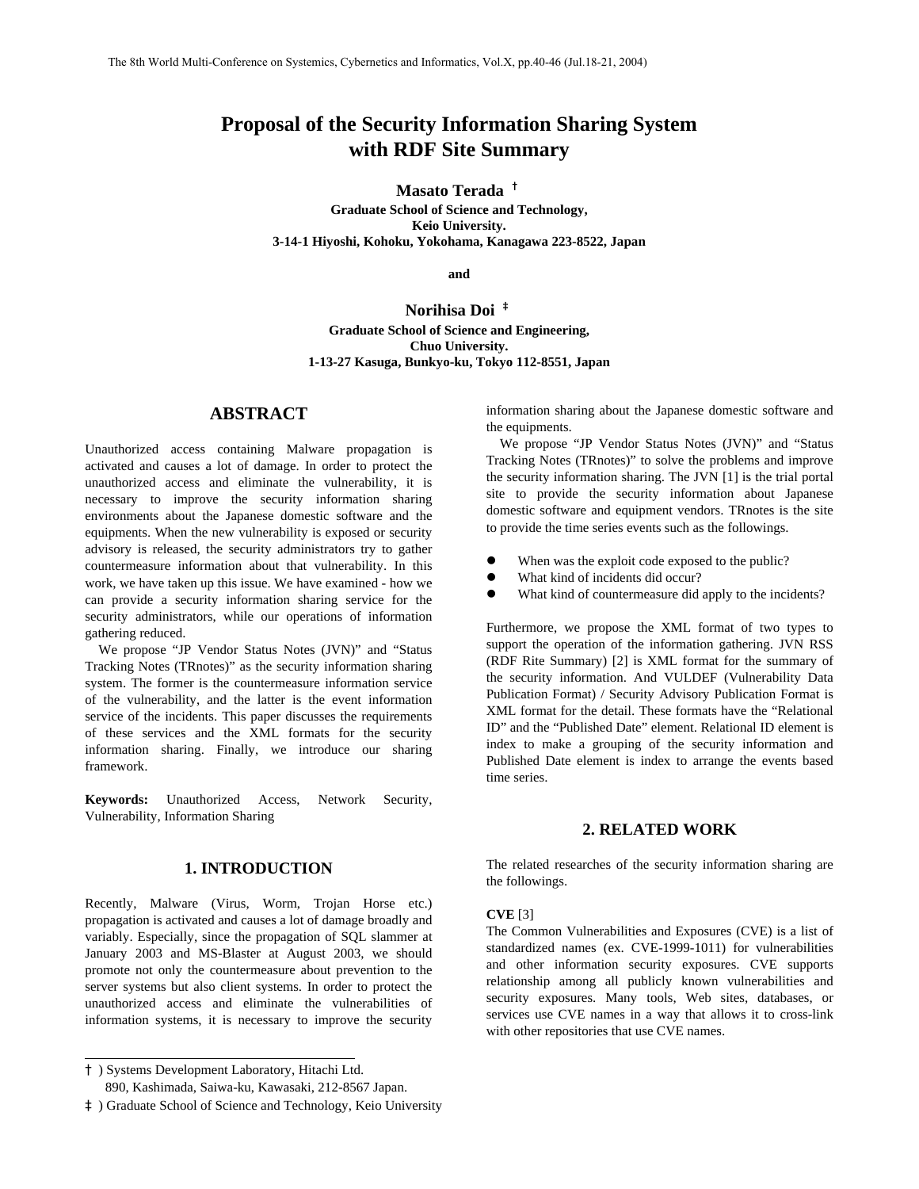# Proposal of the Security Information Sharing System with RDF Site Summary

**Masato Terada** †
**Graduate School of Science and Technology, Keio University.**
**3-14-1 Hiyoshi, Kohoku, Yokohama, Kanagawa 223-8522, Japan**

**and**

**Norihisa Doi** ‡
**Graduate School of Science and Engineering, Chuo University.**
**1-13-27 Kasuga, Bunkyo-ku, Tokyo 112-8551, Japan**

## ABSTRACT

Unauthorized access containing Malware propagation is activated and causes a lot of damage. In order to protect the unauthorized access and eliminate the vulnerability, it is necessary to improve the security information sharing environments about the Japanese domestic software and the equipments. When the new vulnerability is exposed or security advisory is released, the security administrators try to gather countermeasure information about that vulnerability. In this work, we have taken up this issue. We have examined - how we can provide a security information sharing service for the security administrators, while our operations of information gathering reduced.

We propose "JP Vendor Status Notes (JVN)" and "Status Tracking Notes (TRnotes)" as the security information sharing system. The former is the countermeasure information service of the vulnerability, and the latter is the event information service of the incidents. This paper discusses the requirements of these services and the XML formats for the security information sharing. Finally, we introduce our sharing framework.

**Keywords:** Unauthorized Access, Network Security, Vulnerability, Information Sharing

## 1. INTRODUCTION

Recently, Malware (Virus, Worm, Trojan Horse etc.) propagation is activated and causes a lot of damage broadly and variably. Especially, since the propagation of SQL slammer at January 2003 and MS-Blaster at August 2003, we should promote not only the countermeasure about prevention to the server systems but also client systems. In order to protect the unauthorized access and eliminate the vulnerabilities of information systems, it is necessary to improve the security information sharing about the Japanese domestic software and the equipments.

We propose "JP Vendor Status Notes (JVN)" and "Status Tracking Notes (TRnotes)" to solve the problems and improve the security information sharing. The JVN [1] is the trial portal site to provide the security information about Japanese domestic software and equipment vendors. TRnotes is the site to provide the time series events such as the followings.

- When was the exploit code exposed to the public?
- What kind of incidents did occur?
- What kind of countermeasure did apply to the incidents?

Furthermore, we propose the XML format of two types to support the operation of the information gathering. JVN RSS (RDF Rite Summary) [2] is XML format for the summary of the security information. And VULDEF (Vulnerability Data Publication Format) / Security Advisory Publication Format is XML format for the detail. These formats have the "Relational ID" and the "Published Date" element. Relational ID element is index to make a grouping of the security information and Published Date element is index to arrange the events based time series.

## 2. RELATED WORK

The related researches of the security information sharing are the followings.

**CVE** [3]
The Common Vulnerabilities and Exposures (CVE) is a list of standardized names (ex. CVE-1999-1011) for vulnerabilities and other information security exposures. CVE supports relationship among all publicly known vulnerabilities and security exposures. Many tools, Web sites, databases, or services use CVE names in a way that allows it to cross-link with other repositories that use CVE names.

---

† ) Systems Development Laboratory, Hitachi Ltd. 890, Kashimada, Saiwa-ku, Kawasaki, 212-8567 Japan.

‡ ) Graduate School of Science and Technology, Keio University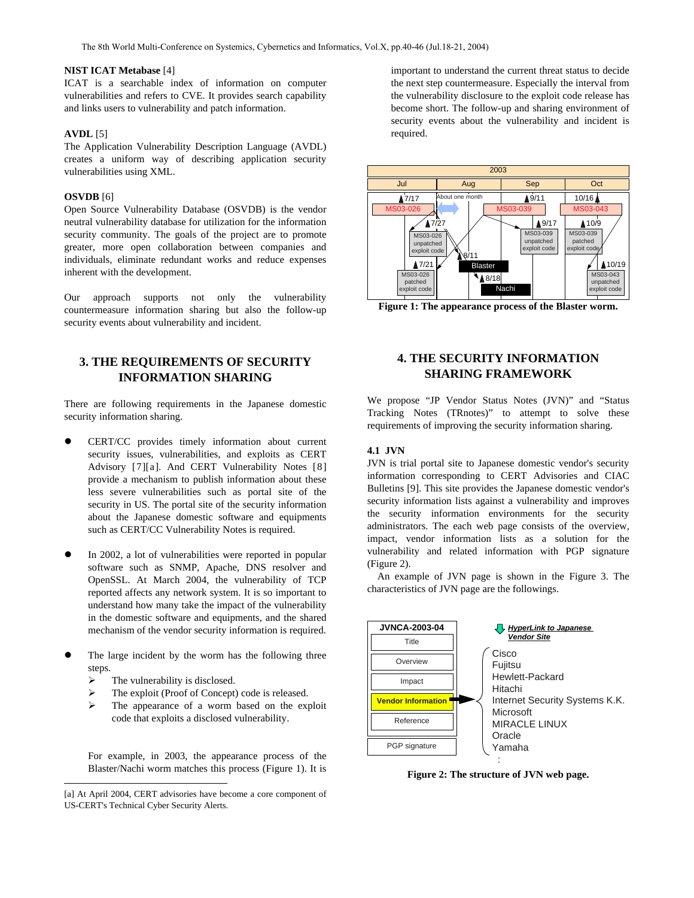**NIST ICAT Metabase** [4]
ICAT is a searchable index of information on computer vulnerabilities and refers to CVE. It provides search capability and links users to vulnerability and patch information.

**AVDL** [5]
The Application Vulnerability Description Language (AVDL) creates a uniform way of describing application security vulnerabilities using XML.

**OSVDB** [6]
Open Source Vulnerability Database (OSVDB) is the vendor neutral vulnerability database for utilization for the information security community. The goals of the project are to promote greater, more open collaboration between companies and individuals, eliminate redundant works and reduce expenses inherent with the development.

Our approach supports not only the vulnerability countermeasure information sharing but also the follow-up security events about vulnerability and incident.

## 3. THE REQUIREMENTS OF SECURITY INFORMATION SHARING

There are following requirements in the Japanese domestic security information sharing.

- CERT/CC provides timely information about current security issues, vulnerabilities, and exploits as CERT Advisory [7][a]. And CERT Vulnerability Notes [8] provide a mechanism to publish information about these less severe vulnerabilities such as portal site of the security in US. The portal site of the security information about the Japanese domestic software and equipments such as CERT/CC Vulnerability Notes is required.

- In 2002, a lot of vulnerabilities were reported in popular software such as SNMP, Apache, DNS resolver and OpenSSL. At March 2004, the vulnerability of TCP reported affects any network system. It is so important to understand how many take the impact of the vulnerability in the domestic software and equipments, and the shared mechanism of the vendor security information is required.

- The large incident by the worm has the following three steps.
  - The vulnerability is disclosed.
  - The exploit (Proof of Concept) code is released.
  - The appearance of a worm based on the exploit code that exploits a disclosed vulnerability.

  For example, in 2003, the appearance process of the Blaster/Nachi worm matches this process (Figure 1). It is important to understand the current threat status to decide the next step countermeasure. Especially the interval from the vulnerability disclosure to the exploit code release has become short. The follow-up and sharing environment of security events about the vulnerability and incident is required.

[a] At April 2004, CERT advisories have become a core component of US-CERT's Technical Cyber Security Alerts.

**Figure 1: The appearance process of the Blaster worm.**

## 4. THE SECURITY INFORMATION SHARING FRAMEWORK

We propose "JP Vendor Status Notes (JVN)" and "Status Tracking Notes (TRnotes)" to attempt to solve these requirements of improving the security information sharing.

### 4.1 JVN

JVN is trial portal site to Japanese domestic vendor's security information corresponding to CERT Advisories and CIAC Bulletins [9]. This site provides the Japanese domestic vendor's security information lists against a vulnerability and improves the security information environments for the security administrators. The each web page consists of the overview, impact, vendor information lists as a solution for the vulnerability and related information with PGP signature (Figure 2).

An example of JVN page is shown in the Figure 3. The characteristics of JVN page are the followings.

**Figure 2: The structure of JVN web page.**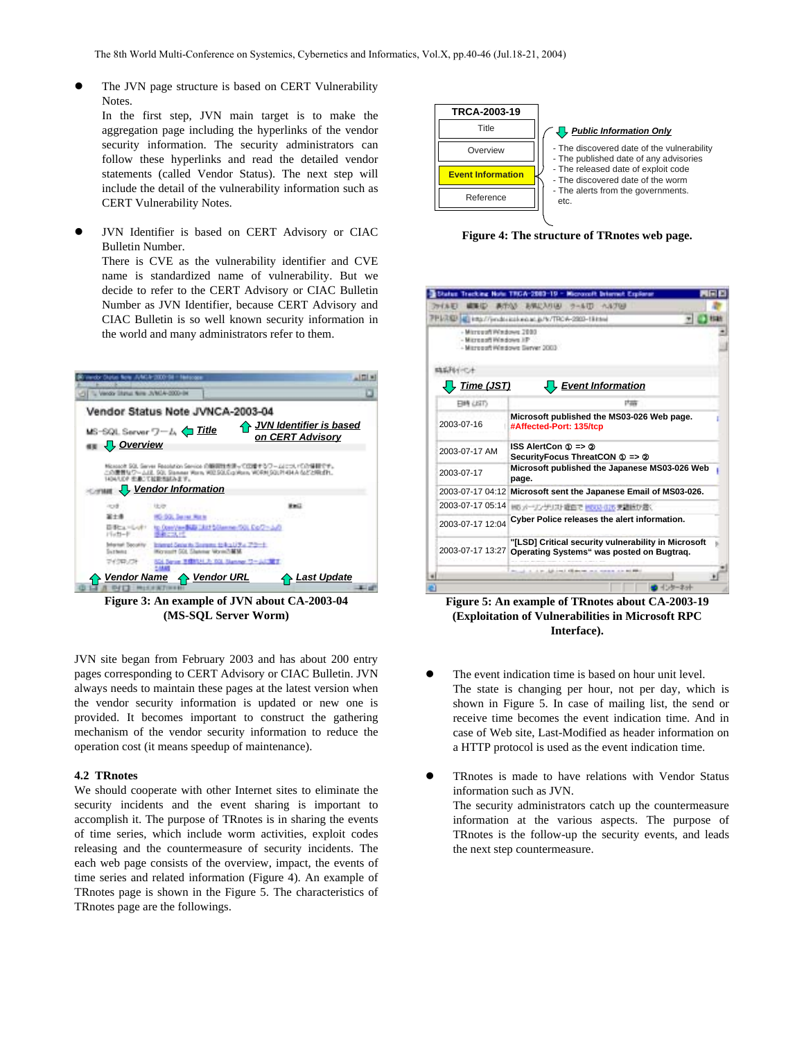- The JVN page structure is based on CERT Vulnerability Notes.
  In the first step, JVN main target is to make the aggregation page including the hyperlinks of the vendor security information. The security administrators can follow these hyperlinks and read the detailed vendor statements (called Vendor Status). The next step will include the detail of the vulnerability information such as CERT Vulnerability Notes.

- JVN Identifier is based on CERT Advisory or CIAC Bulletin Number.
  There is CVE as the vulnerability identifier and CVE name is standardized name of vulnerability. But we decide to refer to the CERT Advisory or CIAC Bulletin Number as JVN Identifier, because CERT Advisory and CIAC Bulletin is so well known security information in the world and many administrators refer to them.

**Figure 3: An example of JVN about CA-2002-04 (MS-SQL Server Worm)**

JVN site began from February 2003 and has about 200 entry pages corresponding to CERT Advisory or CIAC Bulletin. JVN always needs to maintain these pages at the latest version when the vendor security information is updated or new one is provided. It becomes important to construct the gathering mechanism of the vendor security information to reduce the operation cost (it means speedup of maintenance).

### 4.2 TRnotes

We should cooperate with other Internet sites to eliminate the security incidents and the event sharing is important to accomplish it. The purpose of TRnotes is in sharing the events of time series, which include worm activities, exploit codes releasing and the countermeasure of security incidents. The each web page consists of the overview, impact, the events of time series and related information (Figure 4). An example of TRnotes page is shown in the Figure 5. The characteristics of TRnotes page are the followings.

**Figure 4: The structure of TRnotes web page.**

**Figure 5: An example of TRnotes about CA-2003-19 (Exploitation of Vulnerabilities in Microsoft RPC Interface).**

- The event indication time is based on hour unit level.
  The state is changing per hour, not per day, which is shown in Figure 5. In case of mailing list, the send or receive time becomes the event indication time. And in case of Web site, Last-Modified as header information on a HTTP protocol is used as the event indication time.

- TRnotes is made to have relations with Vendor Status information such as JVN.
  The security administrators catch up the countermeasure information at the various aspects. The purpose of TRnotes is the follow-up the security events, and leads the next step countermeasure.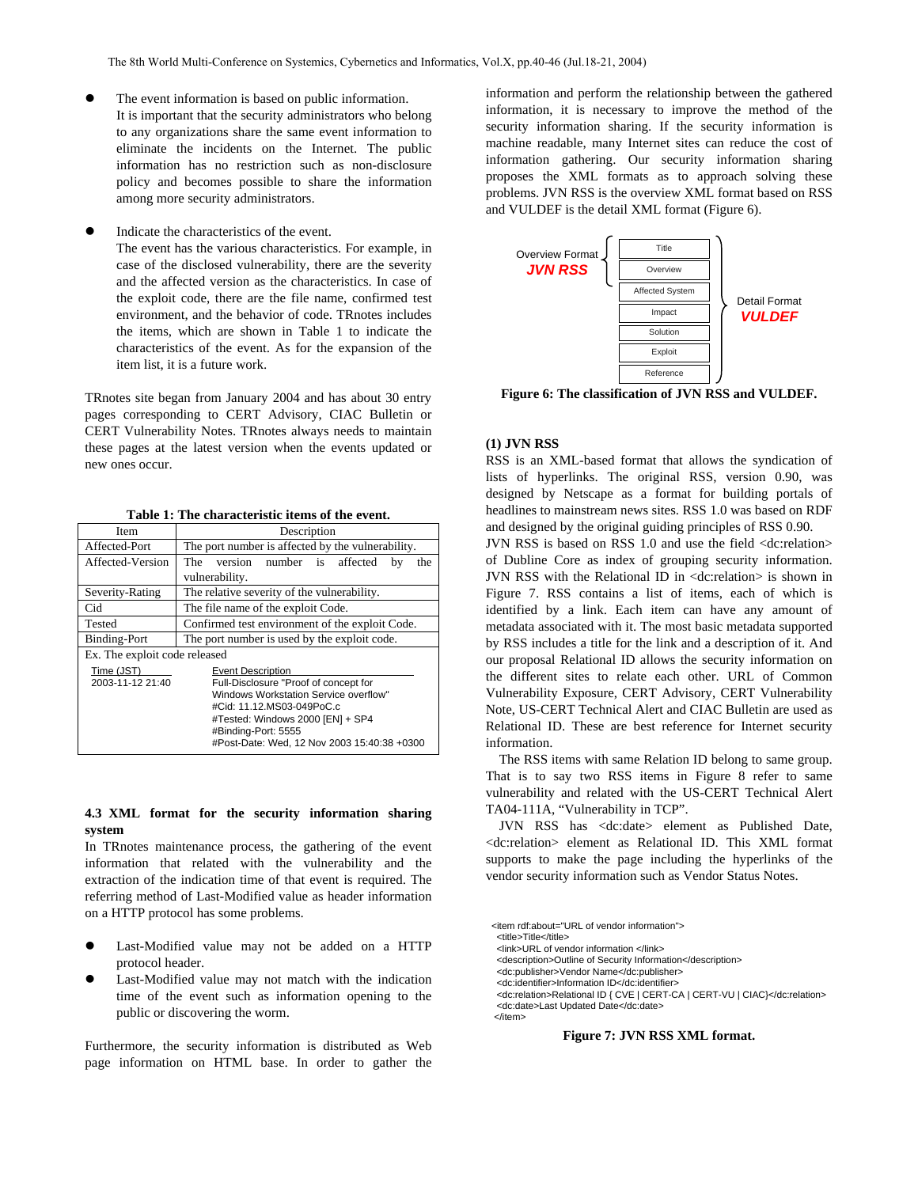- The event information is based on public information.
  It is important that the security administrators who belong to any organizations share the same event information to eliminate the incidents on the Internet. The public information has no restriction such as non-disclosure policy and becomes possible to share the information among more security administrators.

- Indicate the characteristics of the event.
  The event has the various characteristics. For example, in case of the disclosed vulnerability, there are the severity and the affected version as the characteristics. In case of the exploit code, there are the file name, confirmed test environment, and the behavior of code. TRnotes includes the items, which are shown in Table 1 to indicate the characteristics of the event. As for the expansion of the item list, it is a future work.

TRnotes site began from January 2004 and has about 30 entry pages corresponding to CERT Advisory, CIAC Bulletin or CERT Vulnerability Notes. TRnotes always needs to maintain these pages at the latest version when the events updated or new ones occur.

**Table 1: The characteristic items of the event.**

| Item | Description |
|---|---|
| Affected-Port | The port number is affected by the vulnerability. |
| Affected-Version | The version number is affected by the vulnerability. |
| Severity-Rating | The relative severity of the vulnerability. |
| Cid | The file name of the exploit Code. |
| Tested | Confirmed test environment of the exploit Code. |
| Binding-Port | The port number is used by the exploit code. |
| Ex. The exploit code released | |
| Time (JST)<br>2003-11-12 21:40 | Event Description<br>Full-Disclosure "Proof of concept for Windows Workstation Service overflow"<br>#Cid: 11.12.MS03-049PoC.c<br>#Tested: Windows 2000 [EN] + SP4<br>#Binding-Port: 5555<br>#Post-Date: Wed, 12 Nov 2003 15:40:38 +0300 |

### 4.3 XML format for the security information sharing system

In TRnotes maintenance process, the gathering of the event information that related with the vulnerability and the extraction of the indication time of that event is required. The referring method of Last-Modified value as header information on a HTTP protocol has some problems.

- Last-Modified value may not be added on a HTTP protocol header.
- Last-Modified value may not match with the indication time of the event such as information opening to the public or discovering the worm.

Furthermore, the security information is distributed as Web page information on HTML base. In order to gather the information and perform the relationship between the gathered information, it is necessary to improve the method of the security information sharing. If the security information is machine readable, many Internet sites can reduce the cost of information gathering. Our security information sharing proposes the XML formats as to approach solving these problems. JVN RSS is the overview XML format based on RSS and VULDEF is the detail XML format (Figure 6).

Overview Format **JVN RSS**: Title, Overview
Detail Format **VULDEF**: Title, Overview, Affected System, Impact, Solution, Exploit, Reference

**Figure 6: The classification of JVN RSS and VULDEF.**

**(1) JVN RSS**

RSS is an XML-based format that allows the syndication of lists of hyperlinks. The original RSS, version 0.90, was designed by Netscape as a format for building portals of headlines to mainstream news sites. RSS 1.0 was based on RDF and designed by the original guiding principles of RSS 0.90.
JVN RSS is based on RSS 1.0 and use the field <dc:relation> of Dubline Core as index of grouping security information. JVN RSS with the Relational ID in <dc:relation> is shown in Figure 7. RSS contains a list of items, each of which is identified by a link. Each item can have any amount of metadata associated with it. The most basic metadata supported by RSS includes a title for the link and a description of it. And our proposal Relational ID allows the security information on the different sites to relate each other. URL of Common Vulnerability Exposure, CERT Advisory, CERT Vulnerability Note, US-CERT Technical Alert and CIAC Bulletin are used as Relational ID. These are best reference for Internet security information.

The RSS items with same Relation ID belong to same group. That is to say two RSS items in Figure 8 refer to same vulnerability and related with the US-CERT Technical Alert TA04-111A, "Vulnerability in TCP".

JVN RSS has <dc:date> element as Published Date, <dc:relation> element as Relational ID. This XML format supports to make the page including the hyperlinks of the vendor security information such as Vendor Status Notes.

```
<item rdf:about="URL of vendor information">
  <title>Title</title>
  <link>URL of vendor information </link>
  <description>Outline of Security Information</description>
  <dc:publisher>Vendor Name</dc:publisher>
  <dc:identifier>Information ID</dc:identifier>
  <dc:relation>Relational ID { CVE | CERT-CA | CERT-VU | CIAC}</dc:relation>
  <dc:date>Last Updated Date</dc:date>
</item>
```

**Figure 7: JVN RSS XML format.**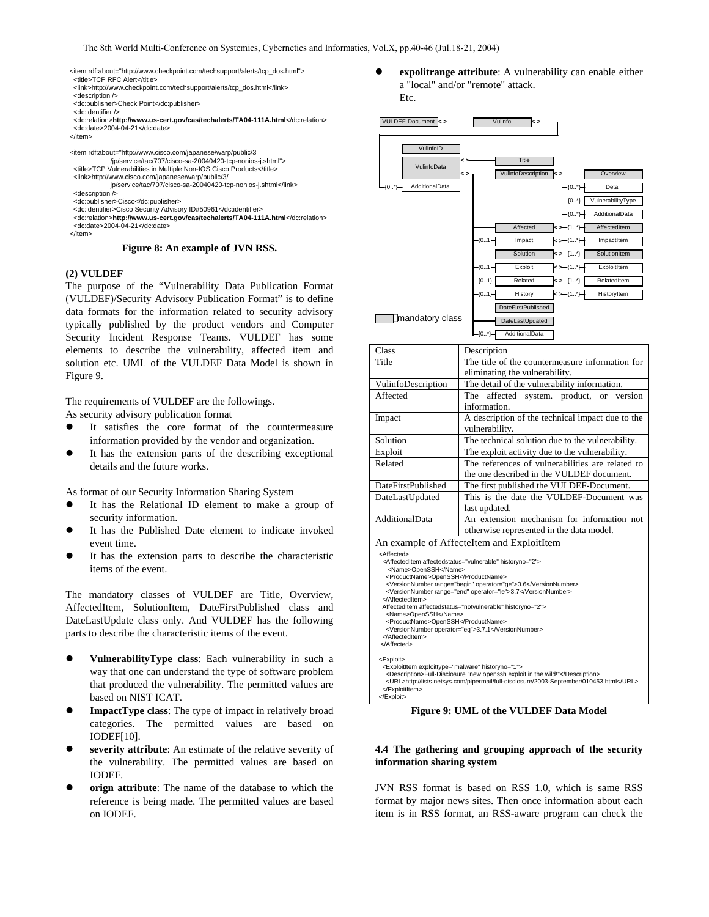```
<item rdf:about="http://www.checkpoint.com/techsupport/alerts/tcp_dos.html">
 <title>TCP RFC Alert</title>
 <link>http://www.checkpoint.com/techsupport/alerts/tcp_dos.html</link>
 <description />
 <dc:publisher>Check Point</dc:publisher>
 <dc:identifier />
 <dc:relation>http://www.us-cert.gov/cas/techalerts/TA04-111A.html</dc:relation>
 <dc:date>2004-04-21</dc:date>
</item>

<item rdf:about="http://www.cisco.com/japanese/warp/public/3
            /jp/service/tac/707/cisco-sa-20040420-tcp-nonios-j.shtml">
 <title>TCP Vulnerabilities in Multiple Non-IOS Cisco Products</title>
 <link>http://www.cisco.com/japanese/warp/public/3/
            jp/service/tac/707/cisco-sa-20040420-tcp-nonios-j.shtml</link>
 <description />
 <dc:publisher>Cisco</dc:publisher>
 <dc:identifier>Cisco Security Advisory ID#50961</dc:identifier>
 <dc:relation>http://www.us-cert.gov/cas/techalerts/TA04-111A.html</dc:relation>
 <dc:date>2004-04-21</dc:date>
</item>
```

**Figure 8: An example of JVN RSS.**

**(2) VULDEF**

The purpose of the "Vulnerability Data Publication Format (VULDEF)/Security Advisory Publication Format" is to define data formats for the information related to security advisory typically published by the product vendors and Computer Security Incident Response Teams. VULDEF has some elements to describe the vulnerability, affected item and solution etc. UML of the VULDEF Data Model is shown in Figure 9.

The requirements of VULDEF are the followings.

As security advisory publication format

- It satisfies the core format of the countermeasure information provided by the vendor and organization.
- It has the extension parts of the describing exceptional details and the future works.

As format of our Security Information Sharing System

- It has the Relational ID element to make a group of security information.
- It has the Published Date element to indicate invoked event time.
- It has the extension parts to describe the characteristic items of the event.

The mandatory classes of VULDEF are Title, Overview, AffectedItem, SolutionItem, DateFirstPublished class and DateLastUpdate class only. And VULDEF has the following parts to describe the characteristic items of the event.

- **VulnerabilityType class**: Each vulnerability in such a way that one can understand the type of software problem that produced the vulnerability. The permitted values are based on NIST ICAT.
- **ImpactType class**: The type of impact in relatively broad categories. The permitted values are based on IODEF[10].
- **severity attribute**: An estimate of the relative severity of the vulnerability. The permitted values are based on IODEF.
- **orign attribute**: The name of the database to which the reference is being made. The permitted values are based on IODEF.
- **expolitrange attribute**: A vulnerability can enable either a "local" and/or "remote" attack.

Etc.

| Class | Description |
|---|---|
| Title | The title of the countermeasure information for eliminating the vulnerability. |
| VulinfoDescription | The detail of the vulnerability information. |
| Affected | The affected system. product, or version information. |
| Impact | A description of the technical impact due to the vulnerability. |
| Solution | The technical solution due to the vulnerability. |
| Exploit | The exploit activity due to the vulnerability. |
| Related | The references of vulnerabilities are related to the one described in the VULDEF document. |
| DateFirstPublished | The first published the VULDEF-Document. |
| DateLastUpdated | This is the date the VULDEF-Document was last updated. |
| AdditionalData | An extension mechanism for information not otherwise represented in the data model. |

An example of AffecteItem and ExploitItem

```
<Affected>
 <AffectedItem affectedstatus="vulnerable" historyno="2">
   <Name>OpenSSH</Name>
  <ProductName>OpenSSH</ProductName>
  <VersionNumber range="begin" operator="ge">3.6</VersionNumber>
  <VersionNumber range="end" operator="le">3.7</VersionNumber>
 </AffectedItem>
 AffectedItem affectedstatus="notvulnerable" historyno="2">
  <Name>OpenSSH</Name>
  <ProductName>OpenSSH</ProductName>
  <VersionNumber operator="eq">3.7.1</VersionNumber>
 </AffectedItem>
</Affected>

<Exploit>
 <ExploitItem exploittype="malware" historyno="1">
  <Description>Full-Disclosure "new openssh exploit in the wild!"</Description>
  <URL>http://lists.netsys.com/pipermail/full-disclosure/2003-September/010453.html</URL>
 </ExploitItem>
</Exploit>
```

**Figure 9: UML of the VULDEF Data Model**

**4.4 The gathering and grouping approach of the security information sharing system**

JVN RSS format is based on RSS 1.0, which is same RSS format by major news sites. Then once information about each item is in RSS format, an RSS-aware program can check the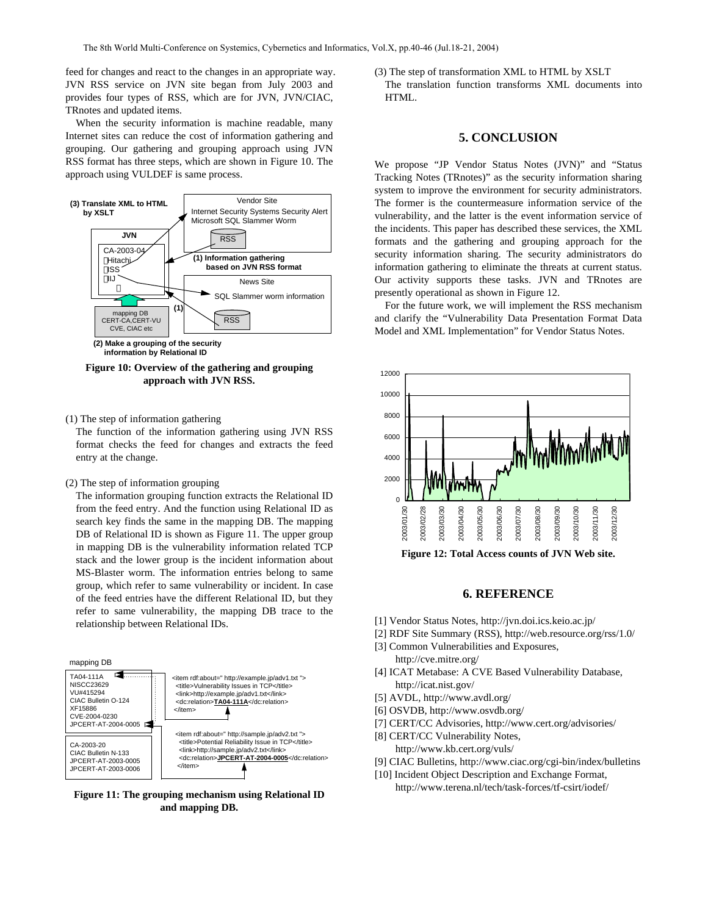feed for changes and react to the changes in an appropriate way. JVN RSS service on JVN site began from July 2003 and provides four types of RSS, which are for JVN, JVN/CIAC, TRnotes and updated items.

When the security information is machine readable, many Internet sites can reduce the cost of information gathering and grouping. Our gathering and grouping approach using JVN RSS format has three steps, which are shown in Figure 10. The approach using VULDEF is same process.

(3) Translate XML to HTML by XSLT

Vendor Site

Internet Security Systems Security Alert

Microsoft SQL Slammer Worm

RSS

JVN

CA-2003-04

Hitachi

ISS

IIJ

(1) Information gathering based on JVN RSS format

News Site

SQL Slammer worm information

(1)

RSS

mapping DB

CERT-CA,CERT-VU

CVE, CIAC etc

(2) Make a grouping of the security information by Relational ID

**Figure 10: Overview of the gathering and grouping approach with JVN RSS.**

(1) The step of information gathering

The function of the information gathering using JVN RSS format checks the feed for changes and extracts the feed entry at the change.

(2) The step of information grouping

The information grouping function extracts the Relational ID from the feed entry. And the function using Relational ID as search key finds the same in the mapping DB. The mapping DB of Relational ID is shown as Figure 11. The upper group in mapping DB is the vulnerability information related TCP stack and the lower group is the incident information about MS-Blaster worm. The information entries belong to same group, which refer to same vulnerability or incident. In case of the feed entries have the different Relational ID, but they refer to same vulnerability, the mapping DB trace to the relationship between Relational IDs.

mapping DB

TA04-111A
NISCC23629
VU#415294
CIAC Bulletin O-124
XF15886
CVE-2004-0230
JPCERT-AT-2004-0005

CA-2003-20
CIAC Bulletin N-133
JPCERT-AT-2003-0005
JPCERT-AT-2003-0006

```
<item rdf:about=" http://example.jp/adv1.txt ">
  <title>Vulnerability Issues in TCP</title>
  <link>http://example.jp/adv1.txt</link>
  <dc:relation>TA04-111A</dc:relation>
</item>

<item rdf:about=" http://sample.jp/adv2.txt ">
  <title>Potential Reliability Issue in TCP</title>
  <link>http://sample.jp/adv2.txt</link>
  <dc:relation>JPCERT-AT-2004-0005</dc:relation>
</item>
```

**Figure 11: The grouping mechanism using Relational ID and mapping DB.**

(3) The step of transformation XML to HTML by XSLT

The translation function transforms XML documents into HTML.

## 5. CONCLUSION

We propose "JP Vendor Status Notes (JVN)" and "Status Tracking Notes (TRnotes)" as the security information sharing system to improve the environment for security administrators. The former is the countermeasure information service of the vulnerability, and the latter is the event information service of the incidents. This paper has described these services, the XML formats and the gathering and grouping approach for the security information sharing. The security administrators do information gathering to eliminate the threats at current status. Our activity supports these tasks. JVN and TRnotes are presently operational as shown in Figure 12.

For the future work, we will implement the RSS mechanism and clarify the "Vulnerability Data Presentation Format Data Model and XML Implementation" for Vendor Status Notes.

12000
10000
8000
6000
4000
2000
0

2003/01/30
2003/02/28
2003/03/30
2003/04/30
2003/05/30
2003/06/30
2003/07/30
2003/08/30
2003/09/30
2003/10/30
2003/11/30
2003/12/30

**Figure 12: Total Access counts of JVN Web site.**

## 6. REFERENCE

[1] Vendor Status Notes, http://jvn.doi.ics.keio.ac.jp/
[2] RDF Site Summary (RSS), http://web.resource.org/rss/1.0/
[3] Common Vulnerabilities and Exposures, http://cve.mitre.org/
[4] ICAT Metabase: A CVE Based Vulnerability Database, http://icat.nist.gov/
[5] AVDL, http://www.avdl.org/
[6] OSVDB, http://www.osvdb.org/
[7] CERT/CC Advisories, http://www.cert.org/advisories/
[8] CERT/CC Vulnerability Notes, http://www.kb.cert.org/vuls/
[9] CIAC Bulletins, http://www.ciac.org/cgi-bin/index/bulletins
[10] Incident Object Description and Exchange Format, http://www.terena.nl/tech/task-forces/tf-csirt/iodef/